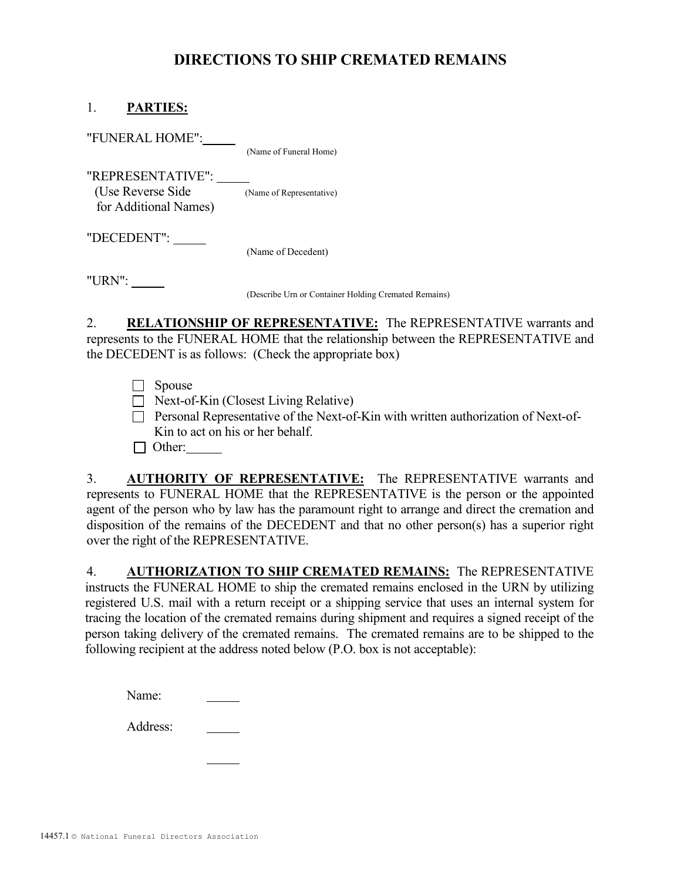# DIRECTIONS TO SHIP CREMATED REMAINS

1. **PARTIES:**

"FUNERAL HOME": _____
(Name of Funeral Home)

"REPRESENTATIVE": _____
(Use Reverse Side for Additional Names)
(Name of Representative)

"DECEDENT": _____
(Name of Decedent)

"URN": _____
(Describe Urn or Container Holding Cremated Remains)

2. **RELATIONSHIP OF REPRESENTATIVE:** The REPRESENTATIVE warrants and represents to the FUNERAL HOME that the relationship between the REPRESENTATIVE and the DECEDENT is as follows: (Check the appropriate box)

- ☐ Spouse
- ☐ Next-of-Kin (Closest Living Relative)
- ☐ Personal Representative of the Next-of-Kin with written authorization of Next-of-Kin to act on his or her behalf.
- ☐ Other: _____

3. **AUTHORITY OF REPRESENTATIVE:** The REPRESENTATIVE warrants and represents to FUNERAL HOME that the REPRESENTATIVE is the person or the appointed agent of the person who by law has the paramount right to arrange and direct the cremation and disposition of the remains of the DECEDENT and that no other person(s) has a superior right over the right of the REPRESENTATIVE.

4. **AUTHORIZATION TO SHIP CREMATED REMAINS:** The REPRESENTATIVE instructs the FUNERAL HOME to ship the cremated remains enclosed in the URN by utilizing registered U.S. mail with a return receipt or a shipping service that uses an internal system for tracing the location of the cremated remains during shipment and requires a signed receipt of the person taking delivery of the cremated remains. The cremated remains are to be shipped to the following recipient at the address noted below (P.O. box is not acceptable):

Name: _____

Address: _____

_____

14457.1 © National Funeral Directors Association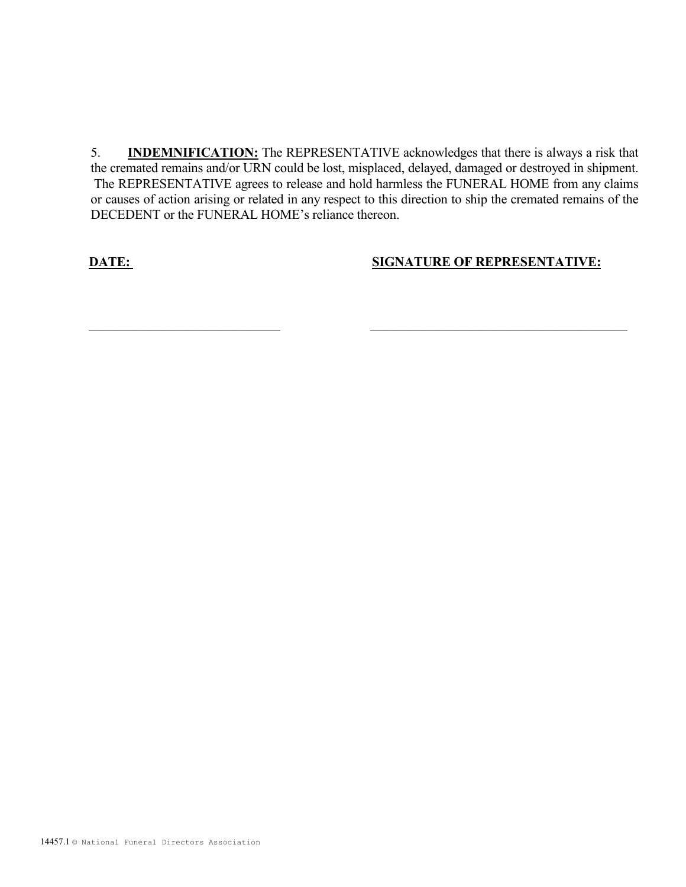5. **INDEMNIFICATION:** The REPRESENTATIVE acknowledges that there is always a risk that the cremated remains and/or URN could be lost, misplaced, delayed, damaged or destroyed in shipment. The REPRESENTATIVE agrees to release and hold harmless the FUNERAL HOME from any claims or causes of action arising or related in any respect to this direction to ship the cremated remains of the DECEDENT or the FUNERAL HOME's reliance thereon.

**DATE:** ______________________________

**SIGNATURE OF REPRESENTATIVE:** ________________________________________

14457.1 © National Funeral Directors Association